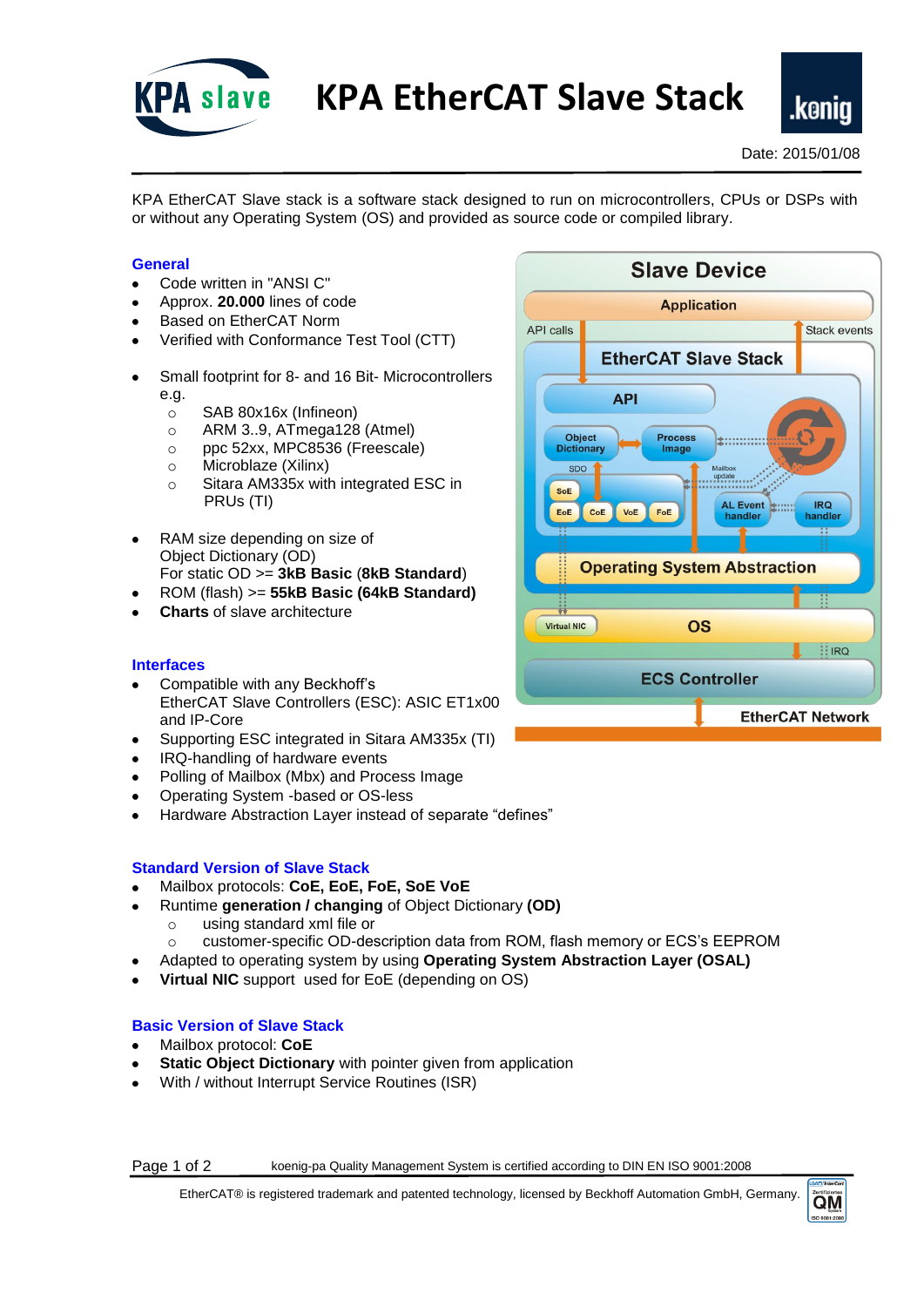# KPA EtherCAT Slave Stack

Date: 2015/01/08

KPA EtherCAT Slave stack is a software stack designed to run on microcontrollers, CPUs or DSPs with or without any Operating System (OS) and provided as source code or compiled library.

## General

- Code written in "ANSI C"
- Approx. **20.000** lines of code
- Based on EtherCAT Slave Norm
- Verified with Conformance Test Tool (CTT)

- Small footprint for 8- and 16 Bit- Microcontrollers e.g.
  - SAB 80x16x (Infineon)
  - ARM 3..9, ATmega128 (Atmel)
  - ppc 52xx, MPC8536 (Freescale)
  - Microblaze (Xilinx)
  - Sitara AM335x with integrated ESC in PRUs (TI)

- RAM size depending on size of Object Dictionary (OD)
  For static OD >= **3kB Basic** (**8kB Standard**)
- ROM (flash) >= **55kB Basic (64kB Standard)**
- **Charts** of slave architecture

## Interfaces

- Compatible with any Beckhoff's EtherCAT Slave Controllers (ESC): ASIC ET1x00 and IP-Core
- Supporting ESC integrated in Sitara AM335x (TI)
- IRQ-handling of hardware events
- Polling of Mailbox (Mbx) and Process Image
- Operating System -based or OS-less
- Hardware Abstraction Layer instead of separate "defines"

## Standard Version of Slave Stack

- Mailbox protocols: **CoE, EoE, FoE, SoE VoE**
- Runtime **generation / changing** of Object Dictionary **(OD)**
  - using standard xml file or
  - customer-specific OD-description data from ROM, flash memory or ECS's EEPROM
- Adapted to operating system by using **Operating System Abstraction Layer (OSAL)**
- **Virtual NIC** support used for EoE (depending on OS)

## Basic Version of Slave Stack

- Mailbox protocol: **CoE**
- **Static Object Dictionary** with pointer given from application
- With / without Interrupt Service Routines (ISR)

koenig-pa Quality Management System is certified according to DIN EN ISO 9001:2008

EtherCAT® is registered trademark and patented technology, licensed by Beckhoff Automation GmbH, Germany.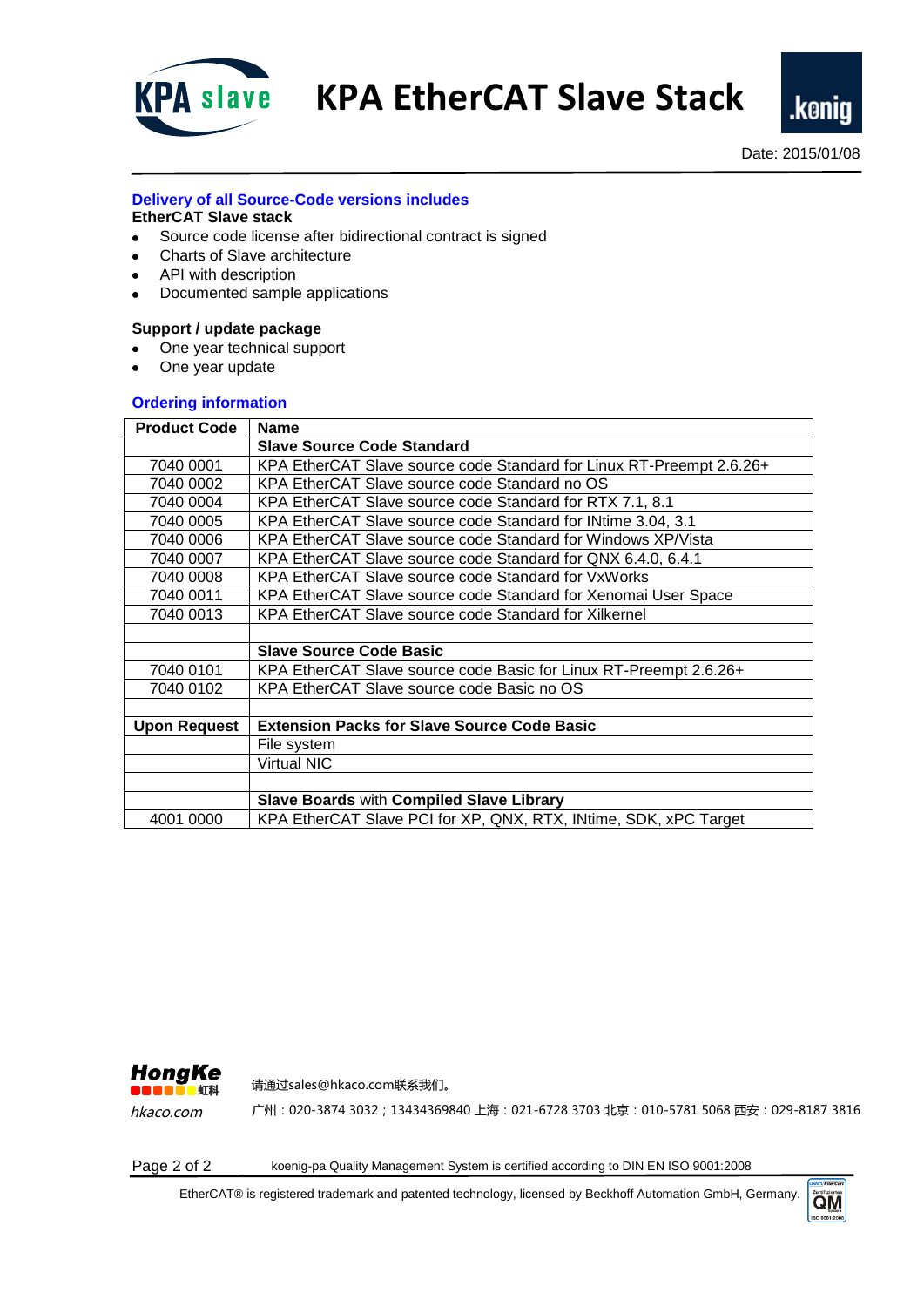## Delivery of all Source-Code versions includes

**EtherCAT Slave stack**

- Source code license after bidirectional contract is signed
- Charts of Slave architecture
- API with description
- Documented sample applications

**Support / update package**

- One year technical support
- One year update

## Ordering information

| Product Code | Name |
|---|---|
| | **Slave Source Code Standard** |
| 7040 0001 | KPA EtherCAT Slave source code Standard for Linux RT-Preempt 2.6.26+ |
| 7040 0002 | KPA EtherCAT Slave source code Standard no OS |
| 7040 0004 | KPA EtherCAT Slave source code Standard for RTX 7.1, 8.1 |
| 7040 0005 | KPA EtherCAT Slave source code Standard for INtime 3.04, 3.1 |
| 7040 0006 | KPA EtherCAT Slave source code Standard for Windows XP/Vista |
| 7040 0007 | KPA EtherCAT Slave source code Standard for QNX 6.4.0, 6.4.1 |
| 7040 0008 | KPA EtherCAT Slave source code Standard for VxWorks |
| 7040 0011 | KPA EtherCAT Slave source code Standard for Xenomai User Space |
| 7040 0013 | KPA EtherCAT Slave source code Standard for Xilkernel |
| | |
| | **Slave Source Code Basic** |
| 7040 0101 | KPA EtherCAT Slave source code Basic for Linux RT-Preempt 2.6.26+ |
| 7040 0102 | KPA EtherCAT Slave source code Basic no OS |
| | |
| **Upon Request** | **Extension Packs for Slave Source Code Basic** |
| | File system |
| | Virtual NIC |
| | |
| | **Slave Boards** with **Compiled Slave Library** |
| 4001 0000 | KPA EtherCAT Slave PCI for XP, QNX, RTX, INtime, SDK, xPC Target |

请通过sales@hkaco.com联系我们。

广州：020-3874 3032；13434369840 上海：021-6728 3703 北京：010-5781 5068 西安：029-8187 3816

koenig-pa Quality Management System is certified according to DIN EN ISO 9001:2008

EtherCAT® is registered trademark and patented technology, licensed by Beckhoff Automation GmbH, Germany.